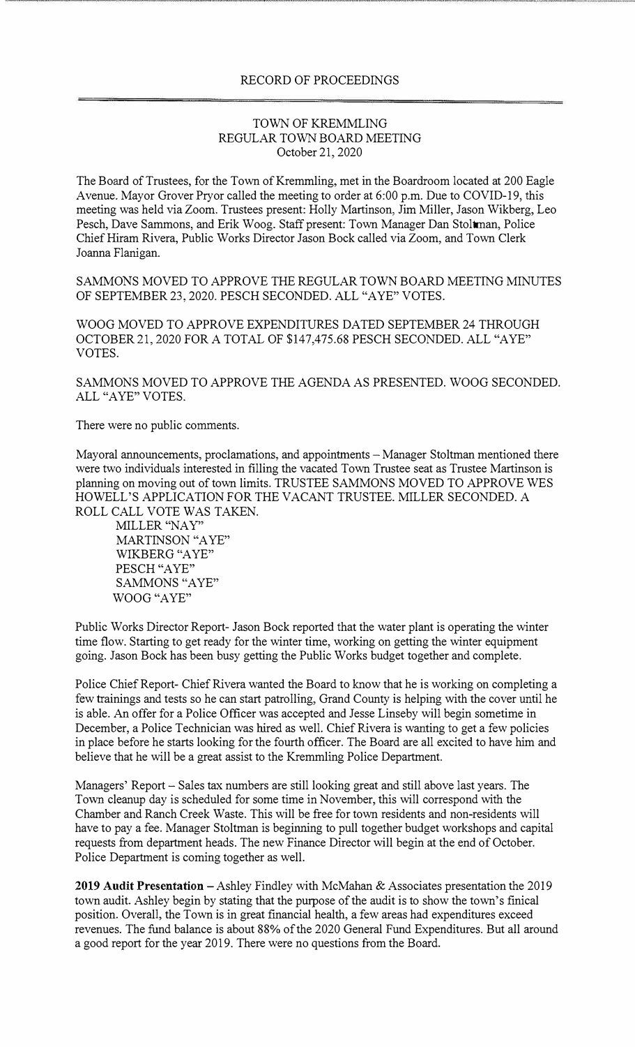RECORD OF PROCEEDINGS

# TOWN OF KREMMLING
## REGULAR TOWN BOARD MEETING
October 21, 2020

The Board of Trustees, for the Town of Kremmling, met in the Boardroom located at 200 Eagle Avenue. Mayor Grover Pryor called the meeting to order at 6:00 p.m. Due to COVID-19, this meeting was held via Zoom. Trustees present: Holly Martinson, Jim Miller, Jason Wikberg, Leo Pesch, Dave Sammons, and Erik Woog. Staff present: Town Manager Dan Stoltman, Police Chief Hiram Rivera, Public Works Director Jason Bock called via Zoom, and Town Clerk Joanna Flanigan.

SAMMONS MOVED TO APPROVE THE REGULAR TOWN BOARD MEETING MINUTES OF SEPTEMBER 23, 2020. PESCH SECONDED. ALL "AYE" VOTES.

WOOG MOVED TO APPROVE EXPENDITURES DATED SEPTEMBER 24 THROUGH OCTOBER 21, 2020 FOR A TOTAL OF $147,475.68 PESCH SECONDED. ALL "AYE" VOTES.

SAMMONS MOVED TO APPROVE THE AGENDA AS PRESENTED. WOOG SECONDED. ALL "AYE" VOTES.

There were no public comments.

Mayoral announcements, proclamations, and appointments – Manager Stoltman mentioned there were two individuals interested in filling the vacated Town Trustee seat as Trustee Martinson is planning on moving out of town limits. TRUSTEE SAMMONS MOVED TO APPROVE WES HOWELL'S APPLICATION FOR THE VACANT TRUSTEE. MILLER SECONDED. A ROLL CALL VOTE WAS TAKEN.

MILLER "NAY"
MARTINSON "AYE"
WIKBERG "AYE"
PESCH "AYE"
SAMMONS "AYE"
WOOG "AYE"

Public Works Director Report- Jason Bock reported that the water plant is operating the winter time flow. Starting to get ready for the winter time, working on getting the winter equipment going. Jason Bock has been busy getting the Public Works budget together and complete.

Police Chief Report- Chief Rivera wanted the Board to know that he is working on completing a few trainings and tests so he can start patrolling, Grand County is helping with the cover until he is able. An offer for a Police Officer was accepted and Jesse Linseby will begin sometime in December, a Police Technician was hired as well. Chief Rivera is wanting to get a few policies in place before he starts looking for the fourth officer. The Board are all excited to have him and believe that he will be a great assist to the Kremmling Police Department.

Managers' Report – Sales tax numbers are still looking great and still above last years. The Town cleanup day is scheduled for some time in November, this will correspond with the Chamber and Ranch Creek Waste. This will be free for town residents and non-residents will have to pay a fee. Manager Stoltman is beginning to pull together budget workshops and capital requests from department heads. The new Finance Director will begin at the end of October. Police Department is coming together as well.

**2019 Audit Presentation** – Ashley Findley with McMahan & Associates presentation the 2019 town audit. Ashley begin by stating that the purpose of the audit is to show the town's finical position. Overall, the Town is in great financial health, a few areas had expenditures exceed revenues. The fund balance is about 88% of the 2020 General Fund Expenditures. But all around a good report for the year 2019. There were no questions from the Board.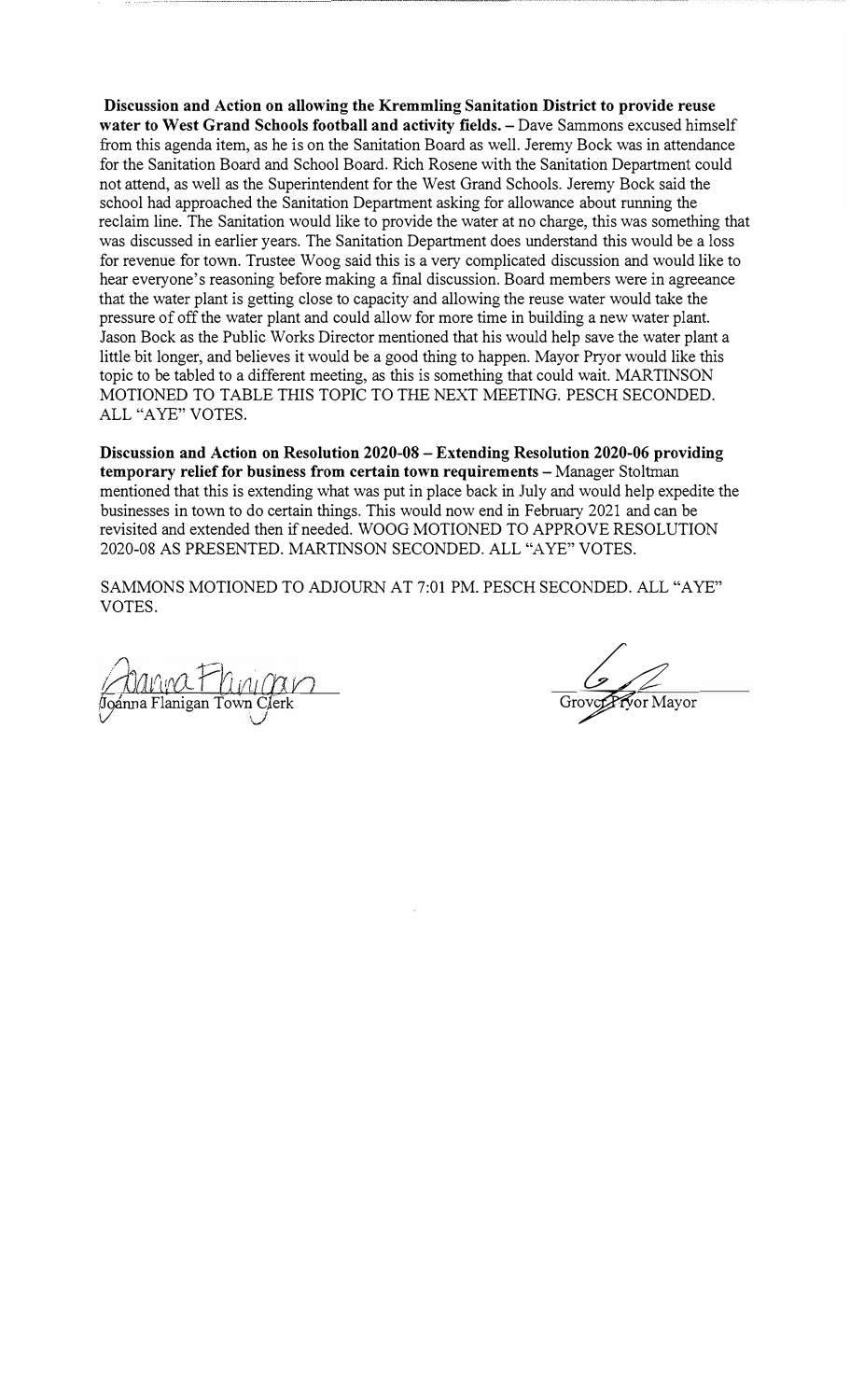**Discussion and Action on allowing the Kremmling Sanitation District to provide reuse water to West Grand Schools football and activity fields. –** Dave Sammons excused himself from this agenda item, as he is on the Sanitation Board as well. Jeremy Bock was in attendance for the Sanitation Board and School Board. Rich Rosene with the Sanitation Department could not attend, as well as the Superintendent for the West Grand Schools. Jeremy Bock said the school had approached the Sanitation Department asking for allowance about running the reclaim line. The Sanitation would like to provide the water at no charge, this was something that was discussed in earlier years. The Sanitation Department does understand this would be a loss for revenue for town. Trustee Woog said this is a very complicated discussion and would like to hear everyone's reasoning before making a final discussion. Board members were in agreeance that the water plant is getting close to capacity and allowing the reuse water would take the pressure of off the water plant and could allow for more time in building a new water plant. Jason Bock as the Public Works Director mentioned that his would help save the water plant a little bit longer, and believes it would be a good thing to happen. Mayor Pryor would like this topic to be tabled to a different meeting, as this is something that could wait. MARTINSON MOTIONED TO TABLE THIS TOPIC TO THE NEXT MEETING. PESCH SECONDED. ALL "AYE" VOTES.

**Discussion and Action on Resolution 2020-08 – Extending Resolution 2020-06 providing temporary relief for business from certain town requirements –** Manager Stoltman mentioned that this is extending what was put in place back in July and would help expedite the businesses in town to do certain things. This would now end in February 2021 and can be revisited and extended then if needed. WOOG MOTIONED TO APPROVE RESOLUTION 2020-08 AS PRESENTED. MARTINSON SECONDED. ALL "AYE" VOTES.

SAMMONS MOTIONED TO ADJOURN AT 7:01 PM. PESCH SECONDED. ALL "AYE" VOTES.

Joanna Flanigan Town Clerk

Grover Pryor Mayor